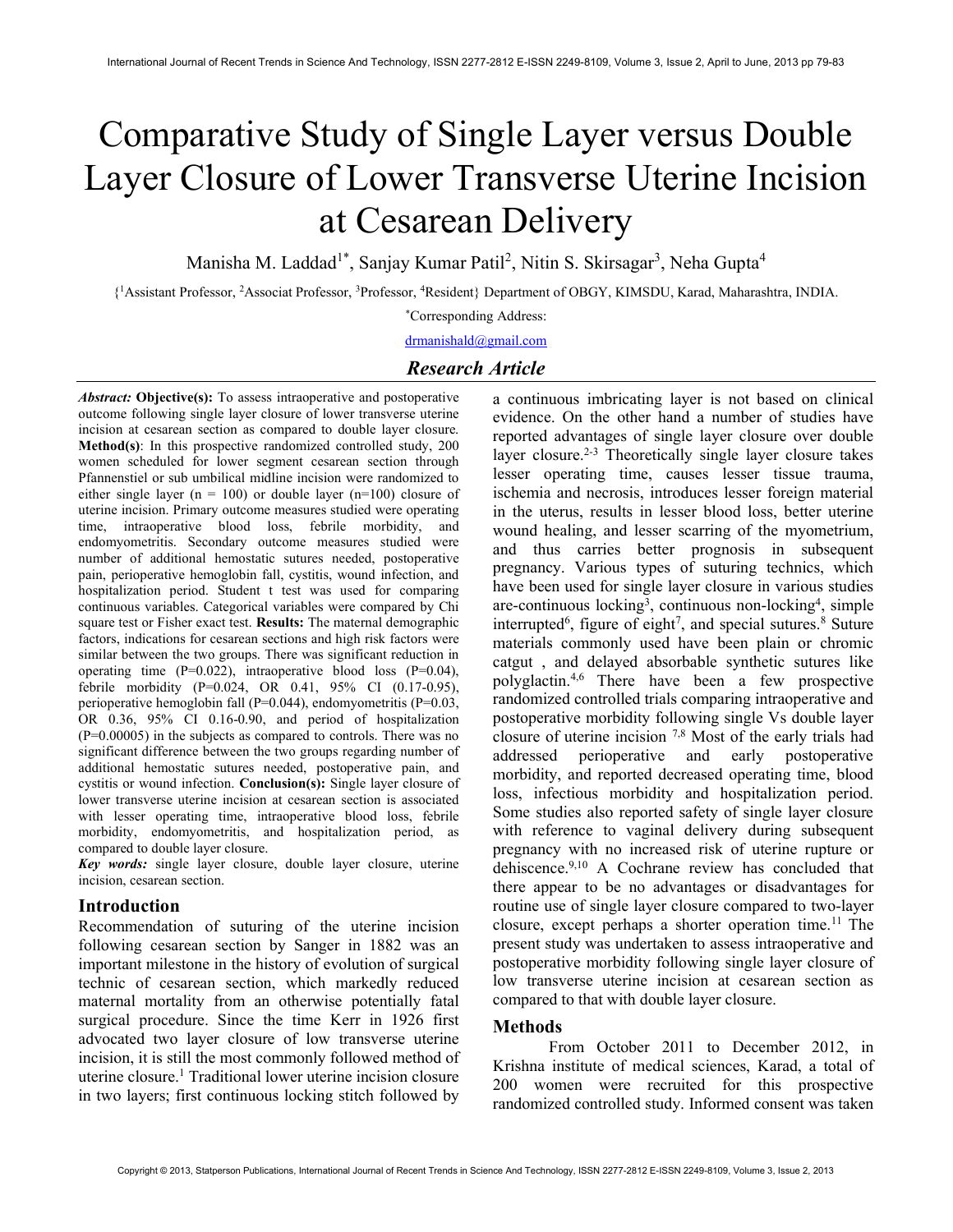# Comparative Study of Single Layer versus Double Layer Closure of Lower Transverse Uterine Incision at Cesarean Delivery

Manisha M. Laddad[1*], Sanjay Kumar Patil[2], Nitin S. Skirsagar[3], Neha Gupta[4]

{[1]Assistant Professor, [2]Associat Professor, [3]Professor, [4]Resident} Department of OBGY, KIMSDU, Karad, Maharashtra, INDIA.

*Corresponding Address:

drmanishald@gmail.com

## *Research Article*

***Abstract:*** **Objective(s):** To assess intraoperative and postoperative outcome following single layer closure of lower transverse uterine incision at cesarean section as compared to double layer closure. **Method(s)**: In this prospective randomized controlled study, 200 women scheduled for lower segment cesarean section through Pfannenstiel or sub umbilical midline incision were randomized to either single layer (n = 100) or double layer (n=100) closure of uterine incision. Primary outcome measures studied were operating time, intraoperative blood loss, febrile morbidity, and endomyometritis. Secondary outcome measures studied were number of additional hemostatic sutures needed, postoperative pain, perioperative hemoglobin fall, cystitis, wound infection, and hospitalization period. Student t test was used for comparing continuous variables. Categorical variables were compared by Chi square test or Fisher exact test. **Results:** The maternal demographic factors, indications for cesarean sections and high risk factors were similar between the two groups. There was significant reduction in operating time (P=0.022), intraoperative blood loss (P=0.04), febrile morbidity (P=0.024, OR 0.41, 95% CI (0.17-0.95), perioperative hemoglobin fall (P=0.044), endomyometritis (P=0.03, OR 0.36, 95% CI 0.16-0.90, and period of hospitalization (P=0.00005) in the subjects as compared to controls. There was no significant difference between the two groups regarding number of additional hemostatic sutures needed, postoperative pain, and cystitis or wound infection. **Conclusion(s):** Single layer closure of lower transverse uterine incision at cesarean section is associated with lesser operating time, intraoperative blood loss, febrile morbidity, endomyometritis, and hospitalization period, as compared to double layer closure.

***Key words:*** single layer closure, double layer closure, uterine incision, cesarean section.

## Introduction

Recommendation of suturing of the uterine incision following cesarean section by Sanger in 1882 was an important milestone in the history of evolution of surgical technic of cesarean section, which markedly reduced maternal mortality from an otherwise potentially fatal surgical procedure. Since the time Kerr in 1926 first advocated two layer closure of low transverse uterine incision, it is still the most commonly followed method of uterine closure.[1] Traditional lower uterine incision closure in two layers; first continuous locking stitch followed by a continuous imbricating layer is not based on clinical evidence. On the other hand a number of studies have reported advantages of single layer closure over double layer closure.[2-3] Theoretically single layer closure takes lesser operating time, causes lesser tissue trauma, ischemia and necrosis, introduces lesser foreign material in the uterus, results in lesser blood loss, better uterine wound healing, and lesser scarring of the myometrium, and thus carries better prognosis in subsequent pregnancy. Various types of suturing technics, which have been used for single layer closure in various studies are-continuous locking[3], continuous non-locking[4], simple interrupted[6], figure of eight[7], and special sutures.[8] Suture materials commonly used have been plain or chromic catgut , and delayed absorbable synthetic sutures like polyglactin.[4,6] There have been a few prospective randomized controlled trials comparing intraoperative and postoperative morbidity following single Vs double layer closure of uterine incision [7,8] Most of the early trials had addressed perioperative and early postoperative morbidity, and reported decreased operating time, blood loss, infectious morbidity and hospitalization period. Some studies also reported safety of single layer closure with reference to vaginal delivery during subsequent pregnancy with no increased risk of uterine rupture or dehiscence.[9,10] A Cochrane review has concluded that there appear to be no advantages or disadvantages for routine use of single layer closure compared to two-layer closure, except perhaps a shorter operation time.[11] The present study was undertaken to assess intraoperative and postoperative morbidity following single layer closure of low transverse uterine incision at cesarean section as compared to that with double layer closure.

## Methods

From October 2011 to December 2012, in Krishna institute of medical sciences, Karad, a total of 200 women were recruited for this prospective randomized controlled study. Informed consent was taken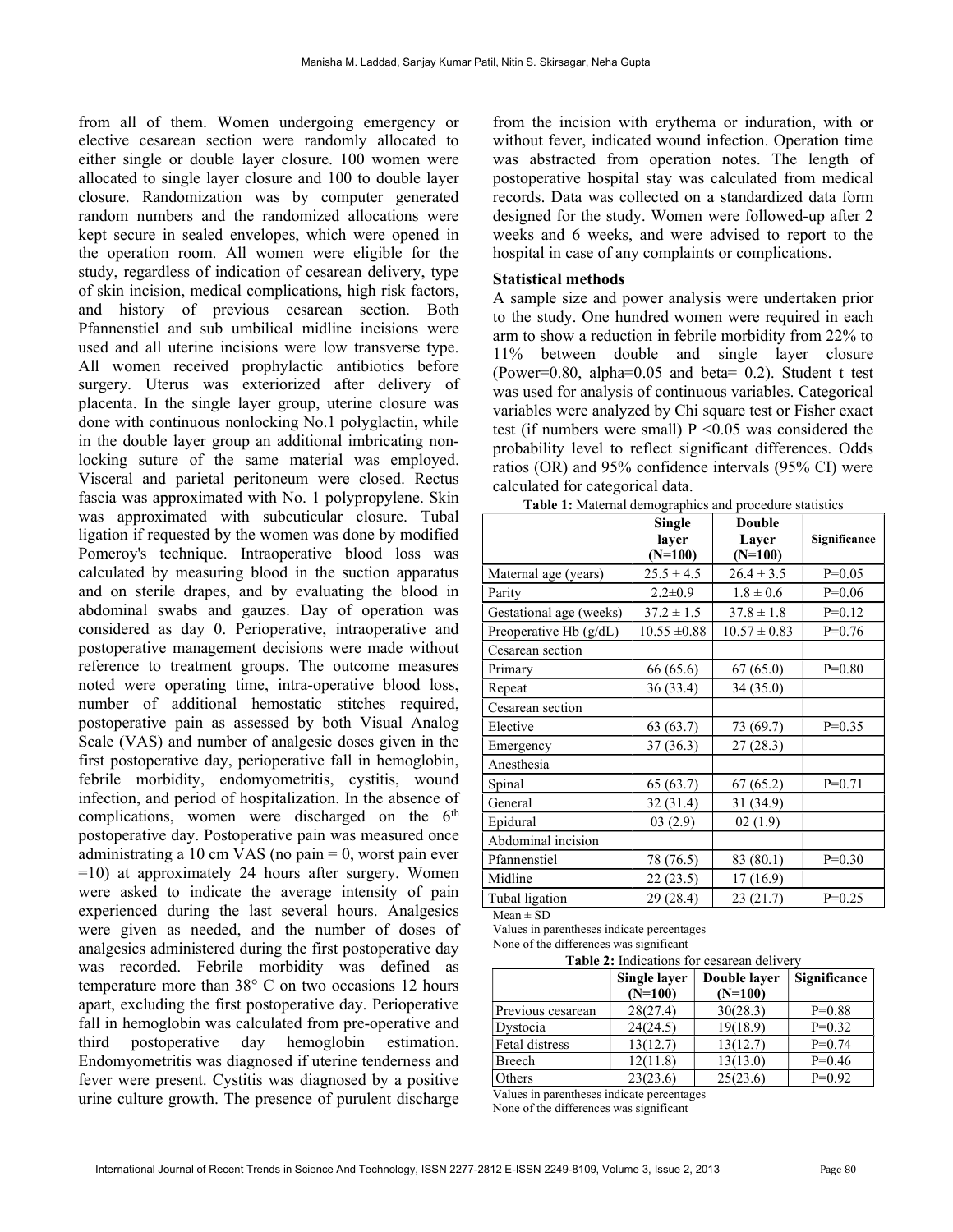from all of them. Women undergoing emergency or elective cesarean section were randomly allocated to either single or double layer closure. 100 women were allocated to single layer closure and 100 to double layer closure. Randomization was by computer generated random numbers and the randomized allocations were kept secure in sealed envelopes, which were opened in the operation room. All women were eligible for the study, regardless of indication of cesarean delivery, type of skin incision, medical complications, high risk factors, and history of previous cesarean section. Both Pfannenstiel and sub umbilical midline incisions were used and all uterine incisions were low transverse type. All women received prophylactic antibiotics before surgery. Uterus was exteriorized after delivery of placenta. In the single layer group, uterine closure was done with continuous nonlocking No.1 polyglactin, while in the double layer group an additional imbricating non-locking suture of the same material was employed. Visceral and parietal peritoneum were closed. Rectus fascia was approximated with No. 1 polypropylene. Skin was approximated with subcuticular closure. Tubal ligation if requested by the women was done by modified Pomeroy's technique. Intraoperative blood loss was calculated by measuring blood in the suction apparatus and on sterile drapes, and by evaluating the blood in abdominal swabs and gauzes. Day of operation was considered as day 0. Perioperative, intraoperative and postoperative management decisions were made without reference to treatment groups. The outcome measures noted were operating time, intra-operative blood loss, number of additional hemostatic stitches required, postoperative pain as assessed by both Visual Analog Scale (VAS) and number of analgesic doses given in the first postoperative day, perioperative fall in hemoglobin, febrile morbidity, endomyometritis, cystitis, wound infection, and period of hospitalization. In the absence of complications, women were discharged on the 6th postoperative day. Postoperative pain was measured once administrating a 10 cm VAS (no pain = 0, worst pain ever =10) at approximately 24 hours after surgery. Women were asked to indicate the average intensity of pain experienced during the last several hours. Analgesics were given as needed, and the number of doses of analgesics administered during the first postoperative day was recorded. Febrile morbidity was defined as temperature more than 38° C on two occasions 12 hours apart, excluding the first postoperative day. Perioperative fall in hemoglobin was calculated from pre-operative and third postoperative day hemoglobin estimation. Endomyometritis was diagnosed if uterine tenderness and fever were present. Cystitis was diagnosed by a positive urine culture growth. The presence of purulent discharge from the incision with erythema or induration, with or without fever, indicated wound infection. Operation time was abstracted from operation notes. The length of postoperative hospital stay was calculated from medical records. Data was collected on a standardized data form designed for the study. Women were followed-up after 2 weeks and 6 weeks, and were advised to report to the hospital in case of any complaints or complications.

### Statistical methods

A sample size and power analysis were undertaken prior to the study. One hundred women were required in each arm to show a reduction in febrile morbidity from 22% to 11% between double and single layer closure (Power=0.80, alpha=0.05 and beta= 0.2). Student t test was used for analysis of continuous variables. Categorical variables were analyzed by Chi square test or Fisher exact test (if numbers were small) $P < 0.05$ was considered the probability level to reflect significant differences. Odds ratios (OR) and 95% confidence intervals (95% CI) were calculated for categorical data.

**Table 1:** Maternal demographics and procedure statistics

| | Single layer (N=100) | Double Layer (N=100) | Significance |
|---|---|---|---|
| Maternal age (years) | 25.5 ± 4.5 | 26.4 ± 3.5 | P=0.05 |
| Parity | 2.2±0.9 | 1.8 ± 0.6 | P=0.06 |
| Gestational age (weeks) | 37.2 ± 1.5 | 37.8 ± 1.8 | P=0.12 |
| Preoperative Hb (g/dL) | 10.55 ±0.88 | 10.57 ± 0.83 | P=0.76 |
| Cesarean section | | | |
| Primary | 66 (65.6) | 67 (65.0) | P=0.80 |
| Repeat | 36 (33.4) | 34 (35.0) | |
| Cesarean section | | | |
| Elective | 63 (63.7) | 73 (69.7) | P=0.35 |
| Emergency | 37 (36.3) | 27 (28.3) | |
| Anesthesia | | | |
| Spinal | 65 (63.7) | 67 (65.2) | P=0.71 |
| General | 32 (31.4) | 31 (34.9) | |
| Epidural | 03 (2.9) | 02 (1.9) | |
| Abdominal incision | | | |
| Pfannenstiel | 78 (76.5) | 83 (80.1) | P=0.30 |
| Midline | 22 (23.5) | 17 (16.9) | |
| Tubal ligation | 29 (28.4) | 23 (21.7) | P=0.25 |

Mean ± SD

Values in parentheses indicate percentages

None of the differences was significant

**Table 2:** Indications for cesarean delivery

| | Single layer (N=100) | Double layer (N=100) | Significance |
|---|---|---|---|
| Previous cesarean | 28(27.4) | 30(28.3) | P=0.88 |
| Dystocia | 24(24.5) | 19(18.9) | P=0.32 |
| Fetal distress | 13(12.7) | 13(12.7) | P=0.74 |
| Breech | 12(11.8) | 13(13.0) | P=0.46 |
| Others | 23(23.6) | 25(23.6) | P=0.92 |

Values in parentheses indicate percentages

None of the differences was significant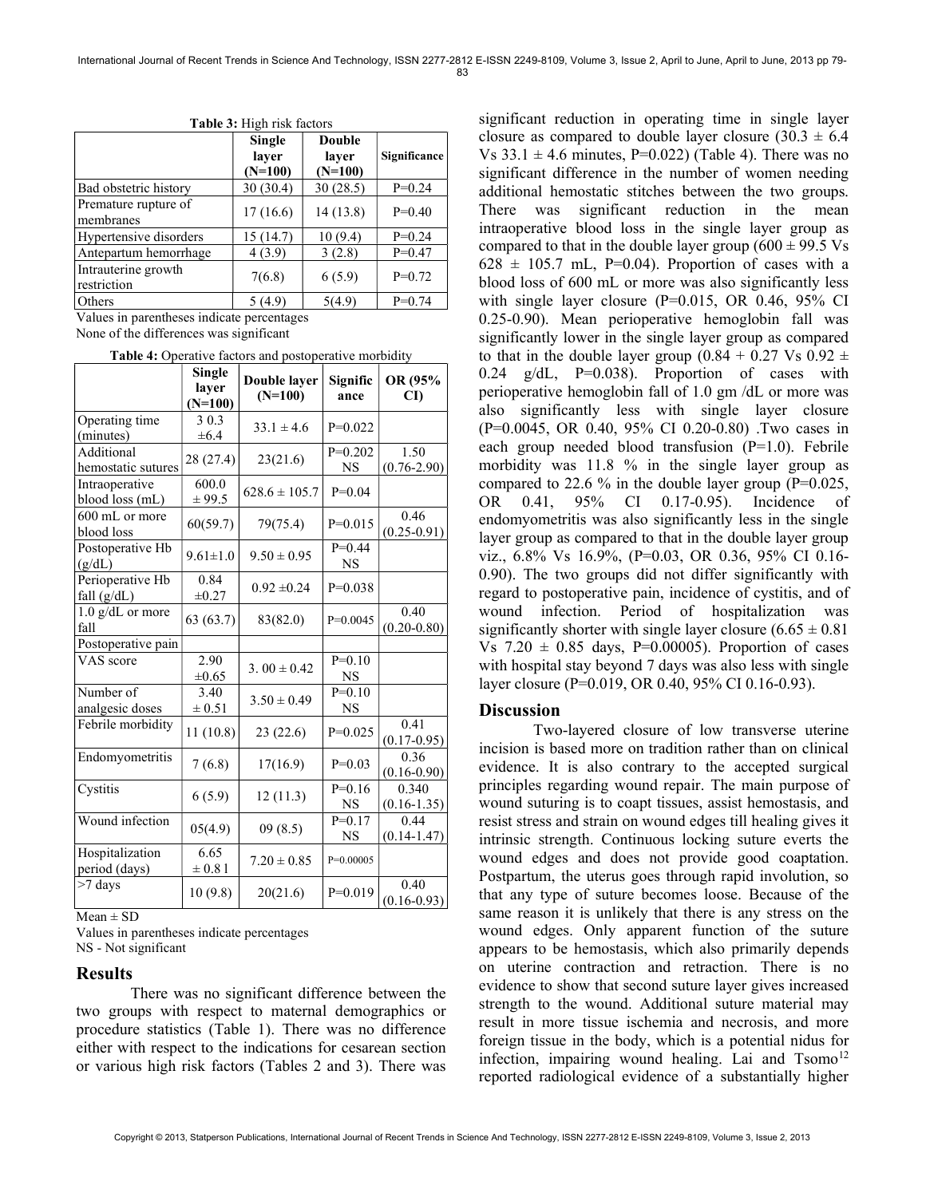**Table 3:** High risk factors

| | Single layer (N=100) | Double layer (N=100) | Significance |
|---|---|---|---|
| Bad obstetric history | 30 (30.4) | 30 (28.5) | P=0.24 |
| Premature rupture of membranes | 17 (16.6) | 14 (13.8) | P=0.40 |
| Hypertensive disorders | 15 (14.7) | 10 (9.4) | P=0.24 |
| Antepartum hemorrhage | 4 (3.9) | 3 (2.8) | P=0.47 |
| Intrauterine growth restriction | 7(6.8) | 6 (5.9) | P=0.72 |
| Others | 5 (4.9) | 5(4.9) | P=0.74 |

Values in parentheses indicate percentages
None of the differences was significant

**Table 4:** Operative factors and postoperative morbidity

| | Single layer (N=100) | Double layer (N=100) | Significance | OR (95% CI) |
|---|---|---|---|---|
| Operating time (minutes) | 3 0.3 ±6.4 | 33.1 ± 4.6 | P=0.022 | |
| Additional hemostatic sutures | 28 (27.4) | 23(21.6) | P=0.202 NS | 1.50 (0.76-2.90) |
| Intraoperative blood loss (mL) | 600.0 ± 99.5 | 628.6 ± 105.7 | P=0.04 | |
| 600 mL or more blood loss | 60(59.7) | 79(75.4) | P=0.015 | 0.46 (0.25-0.91) |
| Postoperative Hb (g/dL) | 9.61±1.0 | 9.50 ± 0.95 | P=0.44 NS | |
| Perioperative Hb fall (g/dL) | 0.84 ±0.27 | 0.92 ±0.24 | P=0.038 | |
| 1.0 g/dL or more fall | 63 (63.7) | 83(82.0) | P=0.0045 | 0.40 (0.20-0.80) |
| Postoperative pain | | | | |
| VAS score | 2.90 ±0.65 | 3. 00 ± 0.42 | P=0.10 NS | |
| Number of analgesic doses | 3.40 ± 0.51 | 3.50 ± 0.49 | P=0.10 NS | |
| Febrile morbidity | 11 (10.8) | 23 (22.6) | P=0.025 | 0.41 (0.17-0.95) |
| Endomyometritis | 7 (6.8) | 17(16.9) | P=0.03 | 0.36 (0.16-0.90) |
| Cystitis | 6 (5.9) | 12 (11.3) | P=0.16 NS | 0.340 (0.16-1.35) |
| Wound infection | 05(4.9) | 09 (8.5) | P=0.17 NS | 0.44 (0.14-1.47) |
| Hospitalization period (days) | 6.65 ± 0.8 l | 7.20 ± 0.85 | P=0.00005 | |
| >7 days | 10 (9.8) | 20(21.6) | P=0.019 | 0.40 (0.16-0.93) |

Mean ± SD
Values in parentheses indicate percentages
NS - Not significant

## Results

There was no significant difference between the two groups with respect to maternal demographics or procedure statistics (Table 1). There was no difference either with respect to the indications for cesarean section or various high risk factors (Tables 2 and 3). There was significant reduction in operating time in single layer closure as compared to double layer closure (30.3 ± 6.4 Vs 33.1 ± 4.6 minutes, P=0.022) (Table 4). There was no significant difference in the number of women needing additional hemostatic stitches between the two groups. There was significant reduction in the mean intraoperative blood loss in the single layer group as compared to that in the double layer group (600 ± 99.5 Vs 628 ± 105.7 mL, P=0.04). Proportion of cases with a blood loss of 600 mL or more was also significantly less with single layer closure (P=0.015, OR 0.46, 95% CI 0.25-0.90). Mean perioperative hemoglobin fall was significantly lower in the single layer group as compared to that in the double layer group (0.84 + 0.27 Vs 0.92 ± 0.24 g/dL, P=0.038). Proportion of cases with perioperative hemoglobin fall of 1.0 gm /dL or more was also significantly less with single layer closure (P=0.0045, OR 0.40, 95% CI 0.20-0.80) .Two cases in each group needed blood transfusion (P=1.0). Febrile morbidity was 11.8 % in the single layer group as compared to 22.6 % in the double layer group (P=0.025, OR 0.41, 95% CI 0.17-0.95). Incidence of endomyometritis was also significantly less in the single layer group as compared to that in the double layer group viz., 6.8% Vs 16.9%, (P=0.03, OR 0.36, 95% CI 0.16-0.90). The two groups did not differ significantly with regard to postoperative pain, incidence of cystitis, and of wound infection. Period of hospitalization was significantly shorter with single layer closure (6.65 ± 0.81 Vs 7.20 ± 0.85 days, P=0.00005). Proportion of cases with hospital stay beyond 7 days was also less with single layer closure (P=0.019, OR 0.40, 95% CI 0.16-0.93).

## Discussion

Two-layered closure of low transverse uterine incision is based more on tradition rather than on clinical evidence. It is also contrary to the accepted surgical principles regarding wound repair. The main purpose of wound suturing is to coapt tissues, assist hemostasis, and resist stress and strain on wound edges till healing gives it intrinsic strength. Continuous locking suture everts the wound edges and does not provide good coaptation. Postpartum, the uterus goes through rapid involution, so that any type of suture becomes loose. Because of the same reason it is unlikely that there is any stress on the wound edges. Only apparent function of the suture appears to be hemostasis, which also primarily depends on uterine contraction and retraction. There is no evidence to show that second suture layer gives increased strength to the wound. Additional suture material may result in more tissue ischemia and necrosis, and more foreign tissue in the body, which is a potential nidus for infection, impairing wound healing. Lai and Tsomo[12] reported radiological evidence of a substantially higher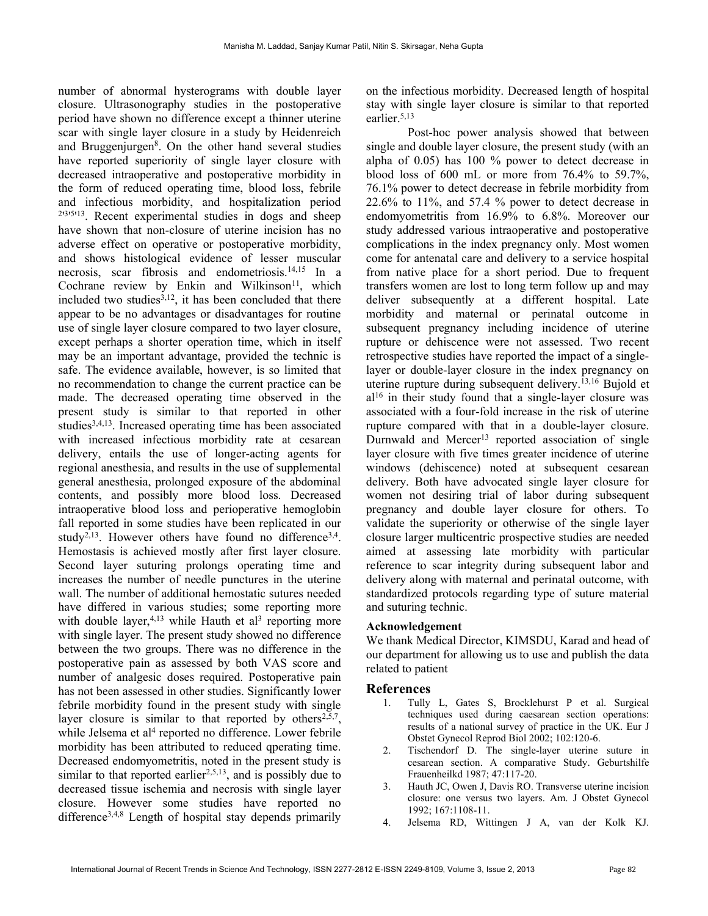number of abnormal hysterograms with double layer closure. Ultrasonography studies in the postoperative period have shown no difference except a thinner uterine scar with single layer closure in a study by Heidenreich and Bruggenjurgen[8]. On the other hand several studies have reported superiority of single layer closure with decreased intraoperative and postoperative morbidity in the form of reduced operating time, blood loss, febrile and infectious morbidity, and hospitalization period [2,3,5,13]. Recent experimental studies in dogs and sheep have shown that non-closure of uterine incision has no adverse effect on operative or postoperative morbidity, and shows histological evidence of lesser muscular necrosis, scar fibrosis and endometriosis.[14,15] In a Cochrane review by Enkin and Wilkinson[11], which included two studies[3,12], it has been concluded that there appear to be no advantages or disadvantages for routine use of single layer closure compared to two layer closure, except perhaps a shorter operation time, which in itself may be an important advantage, provided the technic is safe. The evidence available, however, is so limited that no recommendation to change the current practice can be made. The decreased operating time observed in the present study is similar to that reported in other studies[3,4,13]. Increased operating time has been associated with increased infectious morbidity rate at cesarean delivery, entails the use of longer-acting agents for regional anesthesia, and results in the use of supplemental general anesthesia, prolonged exposure of the abdominal contents, and possibly more blood loss. Decreased intraoperative blood loss and perioperative hemoglobin fall reported in some studies have been replicated in our study[2,13]. However others have found no difference[3,4]. Hemostasis is achieved mostly after first layer closure. Second layer suturing prolongs operating time and increases the number of needle punctures in the uterine wall. The number of additional hemostatic sutures needed have differed in various studies; some reporting more with double layer,[4,13] while Hauth et al[3] reporting more with single layer. The present study showed no difference between the two groups. There was no difference in the postoperative pain as assessed by both VAS score and number of analgesic doses required. Postoperative pain has not been assessed in other studies. Significantly lower febrile morbidity found in the present study with single layer closure is similar to that reported by others[2,5,7], while Jelsema et al[4] reported no difference. Lower febrile morbidity has been attributed to reduced qperating time. Decreased endomyometritis, noted in the present study is similar to that reported earlier[2,5,13], and is possibly due to decreased tissue ischemia and necrosis with single layer closure. However some studies have reported no difference[3,4,8] Length of hospital stay depends primarily on the infectious morbidity. Decreased length of hospital stay with single layer closure is similar to that reported earlier.[5,13]

Post-hoc power analysis showed that between single and double layer closure, the present study (with an alpha of 0.05) has 100 % power to detect decrease in blood loss of 600 mL or more from 76.4% to 59.7%, 76.1% power to detect decrease in febrile morbidity from 22.6% to 11%, and 57.4 % power to detect decrease in endomyometritis from 16.9% to 6.8%. Moreover our study addressed various intraoperative and postoperative complications in the index pregnancy only. Most women come for antenatal care and delivery to a service hospital from native place for a short period. Due to frequent transfers women are lost to long term follow up and may deliver subsequently at a different hospital. Late morbidity and maternal or perinatal outcome in subsequent pregnancy including incidence of uterine rupture or dehiscence were not assessed. Two recent retrospective studies have reported the impact of a single-layer or double-layer closure in the index pregnancy on uterine rupture during subsequent delivery.[13,16] Bujold et al[16] in their study found that a single-layer closure was associated with a four-fold increase in the risk of uterine rupture compared with that in a double-layer closure. Durnwald and Mercer[13] reported association of single layer closure with five times greater incidence of uterine windows (dehiscence) noted at subsequent cesarean delivery. Both have advocated single layer closure for women not desiring trial of labor during subsequent pregnancy and double layer closure for others. To validate the superiority or otherwise of the single layer closure larger multicentric prospective studies are needed aimed at assessing late morbidity with particular reference to scar integrity during subsequent labor and delivery along with maternal and perinatal outcome, with standardized protocols regarding type of suture material and suturing technic.

**Acknowledgement**

We thank Medical Director, KIMSDU, Karad and head of our department for allowing us to use and publish the data related to patient

## References

1. Tully L, Gates S, Brocklehurst P et al. Surgical techniques used during caesarean section operations: results of a national survey of practice in the UK. Eur J Obstet Gynecol Reprod Biol 2002; 102:120-6.
2. Tischendorf D. The single-layer uterine suture in cesarean section. A comparative Study. Geburtshilfe Frauenheilkd 1987; 47:117-20.
3. Hauth JC, Owen J, Davis RO. Transverse uterine incision closure: one versus two layers. Am. J Obstet Gynecol 1992; 167:1108-11.
4. Jelsema RD, Wittingen J A, van der Kolk KJ.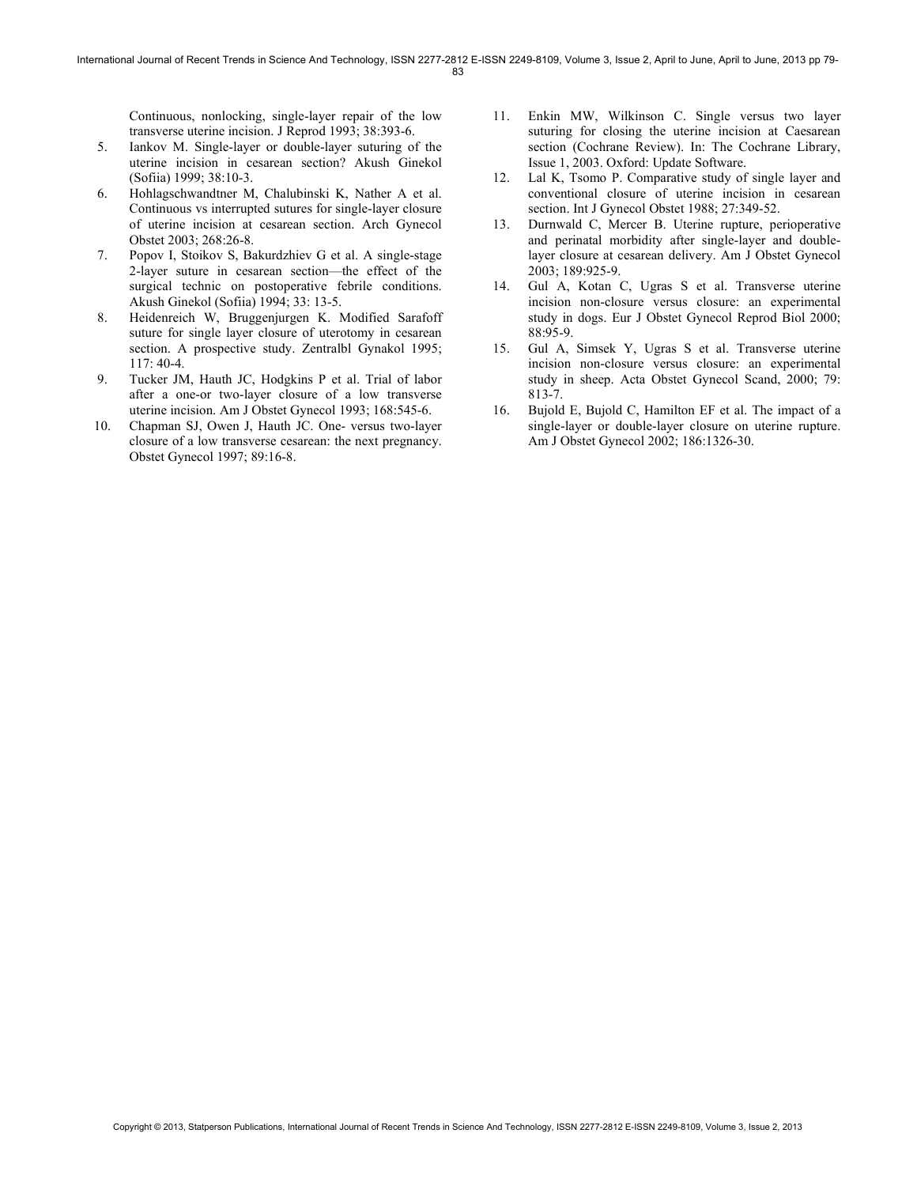Continuous, nonlocking, single-layer repair of the low transverse uterine incision. J Reprod 1993; 38:393-6.

5. Iankov M. Single-layer or double-layer suturing of the uterine incision in cesarean section? Akush Ginekol (Sofiia) 1999; 38:10-3.
6. Hohlagschwandtner M, Chalubinski K, Nather A et al. Continuous vs interrupted sutures for single-layer closure of uterine incision at cesarean section. Arch Gynecol Obstet 2003; 268:26-8.
7. Popov I, Stoikov S, Bakurdzhiev G et al. A single-stage 2-layer suture in cesarean section—the effect of the surgical technic on postoperative febrile conditions. Akush Ginekol (Sofiia) 1994; 33: 13-5.
8. Heidenreich W, Bruggenjurgen K. Modified Sarafoff suture for single layer closure of uterotomy in cesarean section. A prospective study. Zentralbl Gynakol 1995; 117: 40-4.
9. Tucker JM, Hauth JC, Hodgkins P et al. Trial of labor after a one-or two-layer closure of a low transverse uterine incision. Am J Obstet Gynecol 1993; 168:545-6.
10. Chapman SJ, Owen J, Hauth JC. One- versus two-layer closure of a low transverse cesarean: the next pregnancy. Obstet Gynecol 1997; 89:16-8.
11. Enkin MW, Wilkinson C. Single versus two layer suturing for closing the uterine incision at Caesarean section (Cochrane Review). In: The Cochrane Library, Issue 1, 2003. Oxford: Update Software.
12. Lal K, Tsomo P. Comparative study of single layer and conventional closure of uterine incision in cesarean section. Int J Gynecol Obstet 1988; 27:349-52.
13. Durnwald C, Mercer B. Uterine rupture, perioperative and perinatal morbidity after single-layer and double-layer closure at cesarean delivery. Am J Obstet Gynecol 2003; 189:925-9.
14. Gul A, Kotan C, Ugras S et al. Transverse uterine incision non-closure versus closure: an experimental study in dogs. Eur J Obstet Gynecol Reprod Biol 2000; 88:95-9.
15. Gul A, Simsek Y, Ugras S et al. Transverse uterine incision non-closure versus closure: an experimental study in sheep. Acta Obstet Gynecol Scand, 2000; 79: 813-7.
16. Bujold E, Bujold C, Hamilton EF et al. The impact of a single-layer or double-layer closure on uterine rupture. Am J Obstet Gynecol 2002; 186:1326-30.